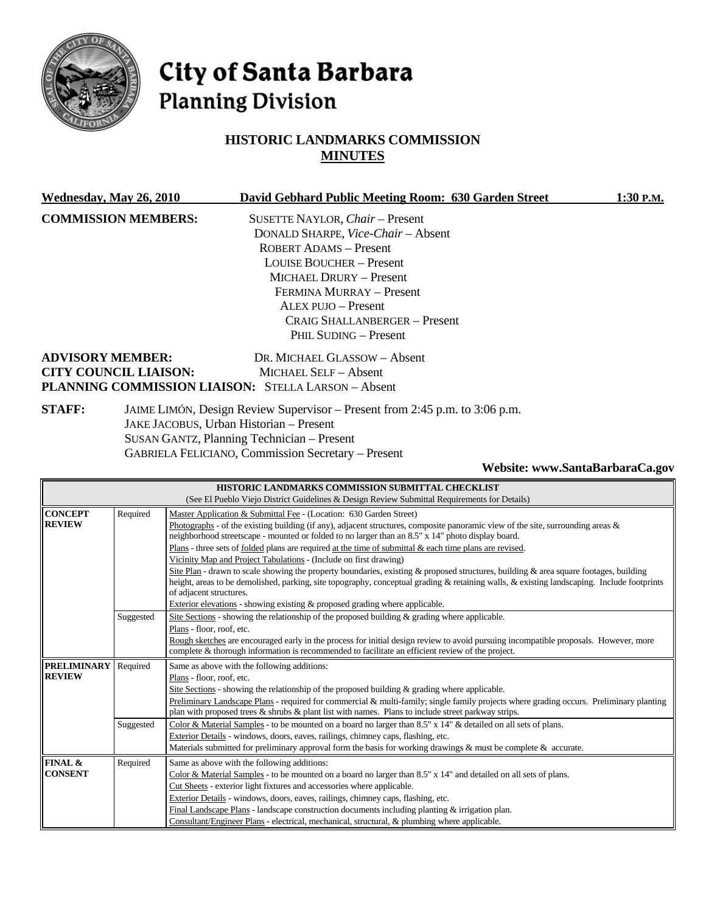# City of Santa Barbara
## Planning Division

### HISTORIC LANDMARKS COMMISSION
### MINUTES

**Wednesday, May 26, 2010** **David Gebhard Public Meeting Room: 630 Garden Street** **1:30 P.M.**

**COMMISSION MEMBERS:**
SUSETTE NAYLOR, *Chair* – Present
DONALD SHARPE, *Vice-Chair* – Absent
ROBERT ADAMS – Present
LOUISE BOUCHER – Present
MICHAEL DRURY – Present
FERMINA MURRAY – Present
ALEX PUJO – Present
CRAIG SHALLANBERGER – Present
PHIL SUDING – Present

**ADVISORY MEMBER:** DR. MICHAEL GLASSOW – Absent
**CITY COUNCIL LIAISON:** MICHAEL SELF – Absent
**PLANNING COMMISSION LIAISON:** STELLA LARSON – Absent

**STAFF:**
JAIME LIMÓN, Design Review Supervisor – Present from 2:45 p.m. to 3:06 p.m.
JAKE JACOBUS, Urban Historian – Present
SUSAN GANTZ, Planning Technician – Present
GABRIELA FELICIANO, Commission Secretary – Present

**Website: www.SantaBarbaraCa.gov**

| **HISTORIC LANDMARKS COMMISSION SUBMITTAL CHECKLIST** (See El Pueblo Viejo District Guidelines & Design Review Submittal Requirements for Details) | | |
|---|---|---|
| **CONCEPT REVIEW** | Required | Master Application & Submittal Fee - (Location: 630 Garden Street)<br>Photographs - of the existing building (if any), adjacent structures, composite panoramic view of the site, surrounding areas & neighborhood streetscape - mounted or folded to no larger than an 8.5" x 14" photo display board.<br>Plans - three sets of folded plans are required at the time of submittal & each time plans are revised.<br>Vicinity Map and Project Tabulations - (Include on first drawing)<br>Site Plan - drawn to scale showing the property boundaries, existing & proposed structures, building & area square footages, building height, areas to be demolished, parking, site topography, conceptual grading & retaining walls, & existing landscaping. Include footprints of adjacent structures.<br>Exterior elevations - showing existing & proposed grading where applicable. |
| | Suggested | Site Sections - showing the relationship of the proposed building & grading where applicable.<br>Plans - floor, roof, etc.<br>Rough sketches are encouraged early in the process for initial design review to avoid pursuing incompatible proposals. However, more complete & thorough information is recommended to facilitate an efficient review of the project. |
| **PRELIMINARY REVIEW** | Required | Same as above with the following additions:<br>Plans - floor, roof, etc.<br>Site Sections - showing the relationship of the proposed building & grading where applicable.<br>Preliminary Landscape Plans - required for commercial & multi-family; single family projects where grading occurs. Preliminary planting plan with proposed trees & shrubs & plant list with names. Plans to include street parkway strips. |
| | Suggested | Color & Material Samples - to be mounted on a board no larger than 8.5" x 14" & detailed on all sets of plans.<br>Exterior Details - windows, doors, eaves, railings, chimney caps, flashing, etc.<br>Materials submitted for preliminary approval form the basis for working drawings & must be complete & accurate. |
| **FINAL & CONSENT** | Required | Same as above with the following additions:<br>Color & Material Samples - to be mounted on a board no larger than 8.5" x 14" and detailed on all sets of plans.<br>Cut Sheets - exterior light fixtures and accessories where applicable.<br>Exterior Details - windows, doors, eaves, railings, chimney caps, flashing, etc.<br>Final Landscape Plans - landscape construction documents including planting & irrigation plan.<br>Consultant/Engineer Plans - electrical, mechanical, structural, & plumbing where applicable. |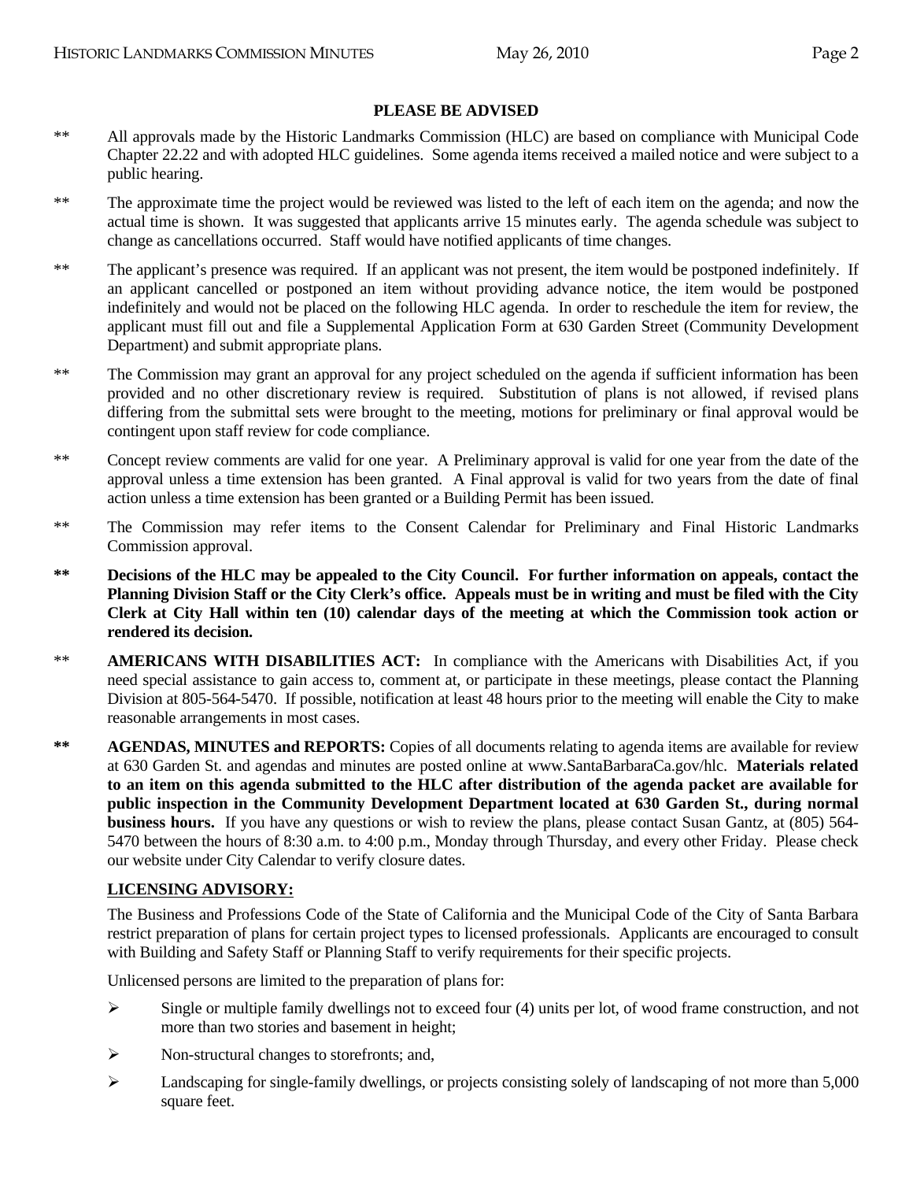**PLEASE BE ADVISED**

** All approvals made by the Historic Landmarks Commission (HLC) are based on compliance with Municipal Code Chapter 22.22 and with adopted HLC guidelines. Some agenda items received a mailed notice and were subject to a public hearing.

** The approximate time the project would be reviewed was listed to the left of each item on the agenda; and now the actual time is shown. It was suggested that applicants arrive 15 minutes early. The agenda schedule was subject to change as cancellations occurred. Staff would have notified applicants of time changes.

** The applicant's presence was required. If an applicant was not present, the item would be postponed indefinitely. If an applicant cancelled or postponed an item without providing advance notice, the item would be postponed indefinitely and would not be placed on the following HLC agenda. In order to reschedule the item for review, the applicant must fill out and file a Supplemental Application Form at 630 Garden Street (Community Development Department) and submit appropriate plans.

** The Commission may grant an approval for any project scheduled on the agenda if sufficient information has been provided and no other discretionary review is required. Substitution of plans is not allowed, if revised plans differing from the submittal sets were brought to the meeting, motions for preliminary or final approval would be contingent upon staff review for code compliance.

** Concept review comments are valid for one year. A Preliminary approval is valid for one year from the date of the approval unless a time extension has been granted. A Final approval is valid for two years from the date of final action unless a time extension has been granted or a Building Permit has been issued.

** The Commission may refer items to the Consent Calendar for Preliminary and Final Historic Landmarks Commission approval.

**\*\* Decisions of the HLC may be appealed to the City Council. For further information on appeals, contact the Planning Division Staff or the City Clerk's office. Appeals must be in writing and must be filed with the City Clerk at City Hall within ten (10) calendar days of the meeting at which the Commission took action or rendered its decision.**

** **AMERICANS WITH DISABILITIES ACT:** In compliance with the Americans with Disabilities Act, if you need special assistance to gain access to, comment at, or participate in these meetings, please contact the Planning Division at 805-564-5470. If possible, notification at least 48 hours prior to the meeting will enable the City to make reasonable arrangements in most cases.

**\*\* AGENDAS, MINUTES and REPORTS:** Copies of all documents relating to agenda items are available for review at 630 Garden St. and agendas and minutes are posted online at www.SantaBarbaraCa.gov/hlc. **Materials related to an item on this agenda submitted to the HLC after distribution of the agenda packet are available for public inspection in the Community Development Department located at 630 Garden St., during normal business hours.** If you have any questions or wish to review the plans, please contact Susan Gantz, at (805) 564-5470 between the hours of 8:30 a.m. to 4:00 p.m., Monday through Thursday, and every other Friday. Please check our website under City Calendar to verify closure dates.

**LICENSING ADVISORY:**

The Business and Professions Code of the State of California and the Municipal Code of the City of Santa Barbara restrict preparation of plans for certain project types to licensed professionals. Applicants are encouraged to consult with Building and Safety Staff or Planning Staff to verify requirements for their specific projects.

Unlicensed persons are limited to the preparation of plans for:

- Single or multiple family dwellings not to exceed four (4) units per lot, of wood frame construction, and not more than two stories and basement in height;
- Non-structural changes to storefronts; and,
- Landscaping for single-family dwellings, or projects consisting solely of landscaping of not more than 5,000 square feet.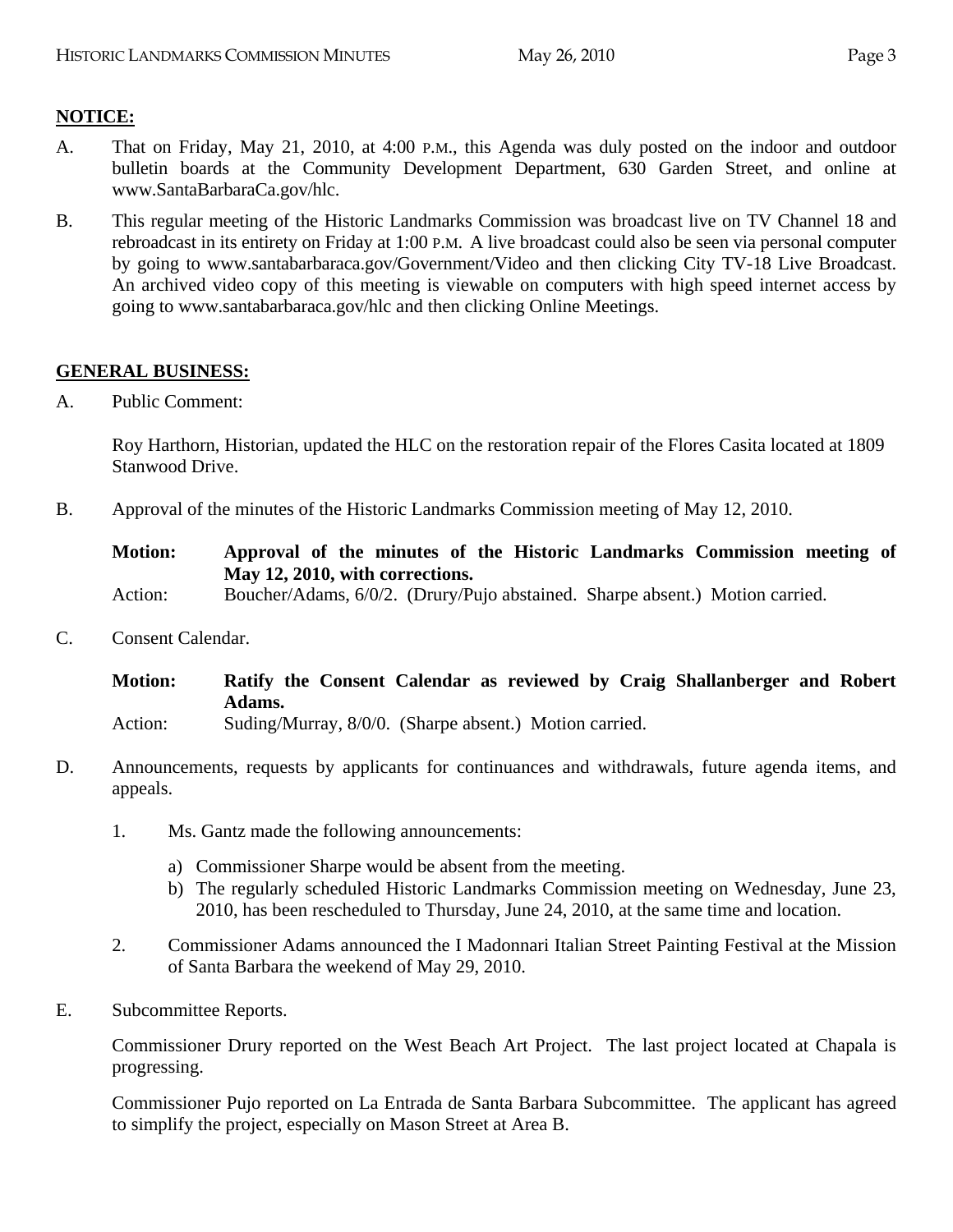**NOTICE:**

A. That on Friday, May 21, 2010, at 4:00 P.M., this Agenda was duly posted on the indoor and outdoor bulletin boards at the Community Development Department, 630 Garden Street, and online at www.SantaBarbaraCa.gov/hlc.

B. This regular meeting of the Historic Landmarks Commission was broadcast live on TV Channel 18 and rebroadcast in its entirety on Friday at 1:00 P.M. A live broadcast could also be seen via personal computer by going to www.santabarbaraca.gov/Government/Video and then clicking City TV-18 Live Broadcast. An archived video copy of this meeting is viewable on computers with high speed internet access by going to www.santabarbaraca.gov/hlc and then clicking Online Meetings.

**GENERAL BUSINESS:**

A. Public Comment:

Roy Harthorn, Historian, updated the HLC on the restoration repair of the Flores Casita located at 1809 Stanwood Drive.

B. Approval of the minutes of the Historic Landmarks Commission meeting of May 12, 2010.

**Motion: Approval of the minutes of the Historic Landmarks Commission meeting of May 12, 2010, with corrections.**
Action: Boucher/Adams, 6/0/2. (Drury/Pujo abstained. Sharpe absent.) Motion carried.

C. Consent Calendar.

**Motion: Ratify the Consent Calendar as reviewed by Craig Shallanberger and Robert Adams.**
Action: Suding/Murray, 8/0/0. (Sharpe absent.) Motion carried.

D. Announcements, requests by applicants for continuances and withdrawals, future agenda items, and appeals.

1. Ms. Gantz made the following announcements:

   a) Commissioner Sharpe would be absent from the meeting.
   b) The regularly scheduled Historic Landmarks Commission meeting on Wednesday, June 23, 2010, has been rescheduled to Thursday, June 24, 2010, at the same time and location.

2. Commissioner Adams announced the I Madonnari Italian Street Painting Festival at the Mission of Santa Barbara the weekend of May 29, 2010.

E. Subcommittee Reports.

Commissioner Drury reported on the West Beach Art Project. The last project located at Chapala is progressing.

Commissioner Pujo reported on La Entrada de Santa Barbara Subcommittee. The applicant has agreed to simplify the project, especially on Mason Street at Area B.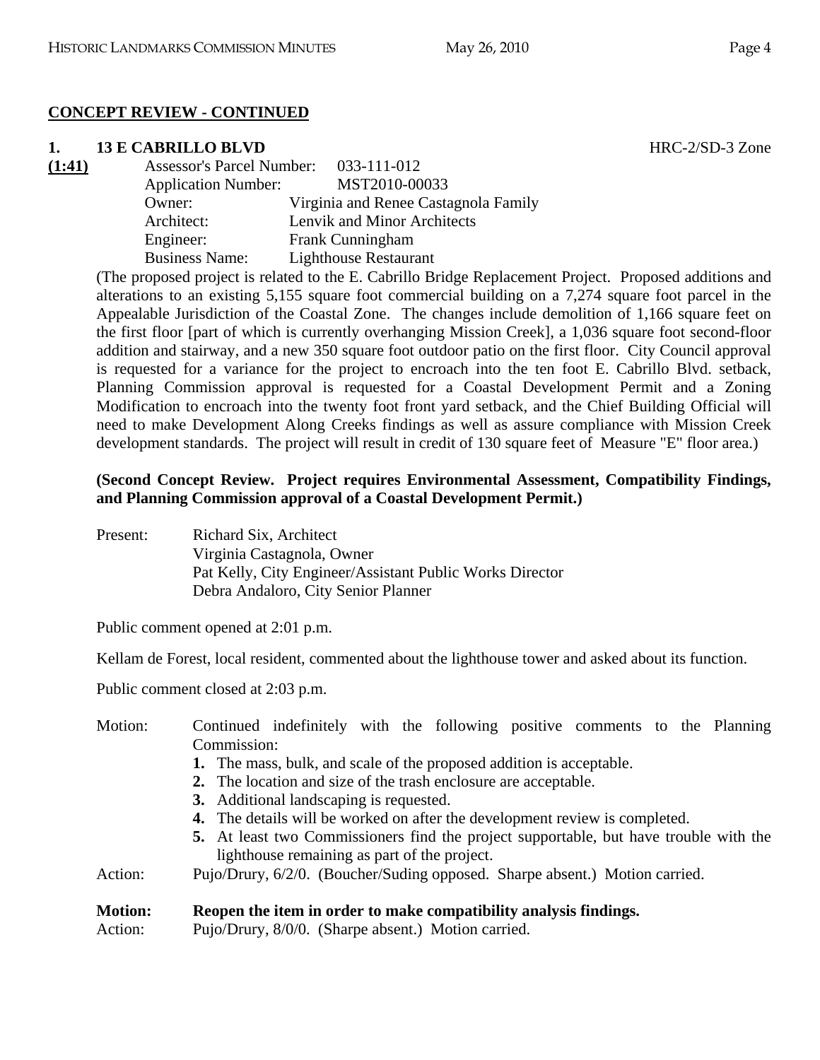**CONCEPT REVIEW - CONTINUED**

**1. 13 E CABRILLO BLVD** HRC-2/SD-3 Zone

**(1:41)**

Assessor's Parcel Number: 033-111-012
Application Number: MST2010-00033
Owner: Virginia and Renee Castagnola Family
Architect: Lenvik and Minor Architects
Engineer: Frank Cunningham
Business Name: Lighthouse Restaurant

(The proposed project is related to the E. Cabrillo Bridge Replacement Project. Proposed additions and alterations to an existing 5,155 square foot commercial building on a 7,274 square foot parcel in the Appealable Jurisdiction of the Coastal Zone. The changes include demolition of 1,166 square feet on the first floor [part of which is currently overhanging Mission Creek], a 1,036 square foot second-floor addition and stairway, and a new 350 square foot outdoor patio on the first floor. City Council approval is requested for a variance for the project to encroach into the ten foot E. Cabrillo Blvd. setback, Planning Commission approval is requested for a Coastal Development Permit and a Zoning Modification to encroach into the twenty foot front yard setback, and the Chief Building Official will need to make Development Along Creeks findings as well as assure compliance with Mission Creek development standards. The project will result in credit of 130 square feet of Measure "E" floor area.)

**(Second Concept Review. Project requires Environmental Assessment, Compatibility Findings, and Planning Commission approval of a Coastal Development Permit.)**

Present: Richard Six, Architect
Virginia Castagnola, Owner
Pat Kelly, City Engineer/Assistant Public Works Director
Debra Andaloro, City Senior Planner

Public comment opened at 2:01 p.m.

Kellam de Forest, local resident, commented about the lighthouse tower and asked about its function.

Public comment closed at 2:03 p.m.

Motion: Continued indefinitely with the following positive comments to the Planning Commission:

1. The mass, bulk, and scale of the proposed addition is acceptable.
2. The location and size of the trash enclosure are acceptable.
3. Additional landscaping is requested.
4. The details will be worked on after the development review is completed.
5. At least two Commissioners find the project supportable, but have trouble with the lighthouse remaining as part of the project.

Action: Pujo/Drury, 6/2/0. (Boucher/Suding opposed. Sharpe absent.) Motion carried.

**Motion: Reopen the item in order to make compatibility analysis findings.**
Action: Pujo/Drury, 8/0/0. (Sharpe absent.) Motion carried.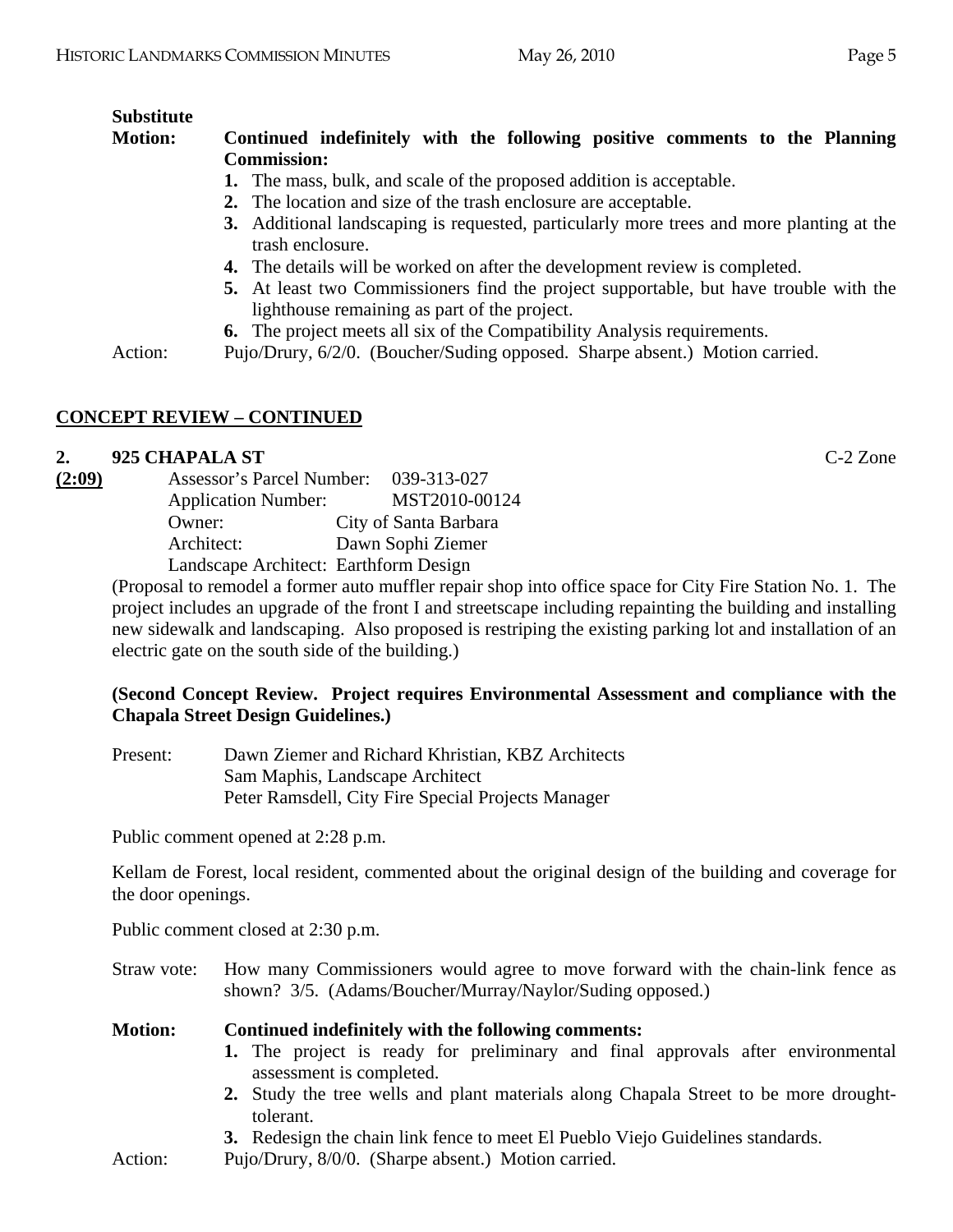**Substitute Motion:** **Continued indefinitely with the following positive comments to the Planning Commission:**

1. The mass, bulk, and scale of the proposed addition is acceptable.
2. The location and size of the trash enclosure are acceptable.
3. Additional landscaping is requested, particularly more trees and more planting at the trash enclosure.
4. The details will be worked on after the development review is completed.
5. At least two Commissioners find the project supportable, but have trouble with the lighthouse remaining as part of the project.
6. The project meets all six of the Compatibility Analysis requirements.

Action: Pujo/Drury, 6/2/0. (Boucher/Suding opposed. Sharpe absent.) Motion carried.

## CONCEPT REVIEW – CONTINUED

**2. 925 CHAPALA ST** C-2 Zone

**(2:09)**

Assessor's Parcel Number: 039-313-027
Application Number: MST2010-00124
Owner: City of Santa Barbara
Architect: Dawn Sophi Ziemer
Landscape Architect: Earthform Design

(Proposal to remodel a former auto muffler repair shop into office space for City Fire Station No. 1. The project includes an upgrade of the front I and streetscape including repainting the building and installing new sidewalk and landscaping. Also proposed is restriping the existing parking lot and installation of an electric gate on the south side of the building.)

**(Second Concept Review. Project requires Environmental Assessment and compliance with the Chapala Street Design Guidelines.)**

Present: Dawn Ziemer and Richard Khristian, KBZ Architects
Sam Maphis, Landscape Architect
Peter Ramsdell, City Fire Special Projects Manager

Public comment opened at 2:28 p.m.

Kellam de Forest, local resident, commented about the original design of the building and coverage for the door openings.

Public comment closed at 2:30 p.m.

Straw vote: How many Commissioners would agree to move forward with the chain-link fence as shown? 3/5. (Adams/Boucher/Murray/Naylor/Suding opposed.)

**Motion:** **Continued indefinitely with the following comments:**

1. The project is ready for preliminary and final approvals after environmental assessment is completed.
2. Study the tree wells and plant materials along Chapala Street to be more drought-tolerant.
3. Redesign the chain link fence to meet El Pueblo Viejo Guidelines standards.

Action: Pujo/Drury, 8/0/0. (Sharpe absent.) Motion carried.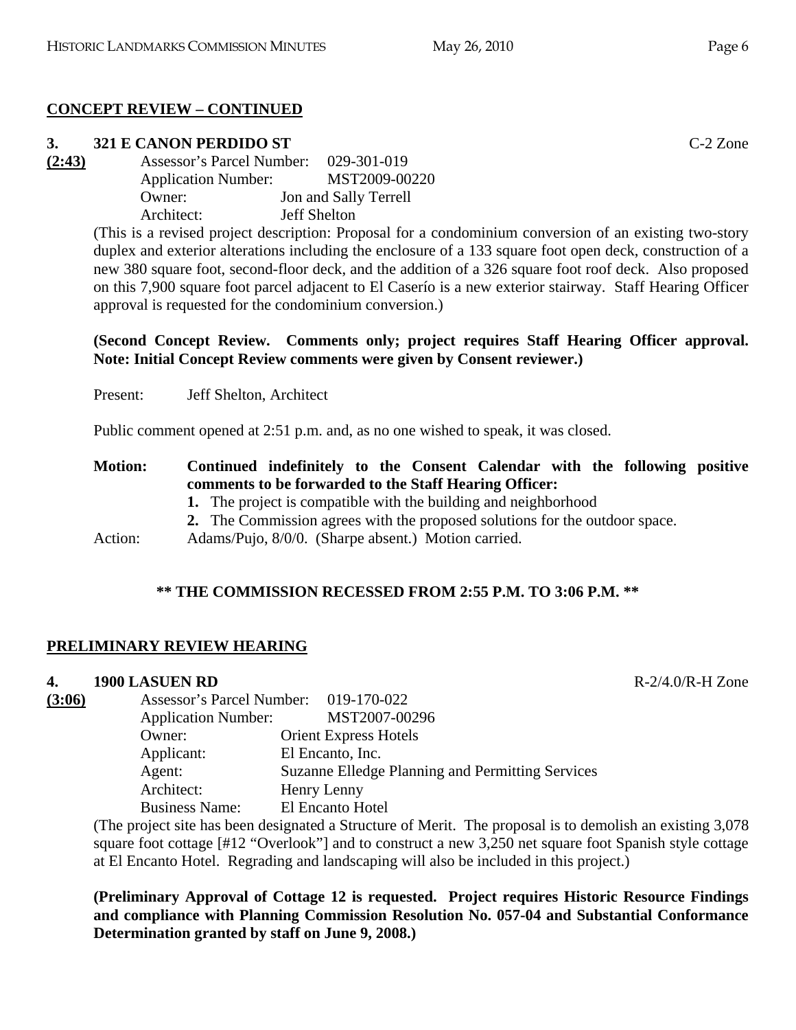## CONCEPT REVIEW – CONTINUED

### 3. 321 E CANON PERDIDO ST — C-2 Zone

**(2:43)**

Assessor's Parcel Number: 029-301-019
Application Number: MST2009-00220
Owner: Jon and Sally Terrell
Architect: Jeff Shelton

(This is a revised project description: Proposal for a condominium conversion of an existing two-story duplex and exterior alterations including the enclosure of a 133 square foot open deck, construction of a new 380 square foot, second-floor deck, and the addition of a 326 square foot roof deck. Also proposed on this 7,900 square foot parcel adjacent to El Caserío is a new exterior stairway. Staff Hearing Officer approval is requested for the condominium conversion.)

**(Second Concept Review. Comments only; project requires Staff Hearing Officer approval. Note: Initial Concept Review comments were given by Consent reviewer.)**

Present: Jeff Shelton, Architect

Public comment opened at 2:51 p.m. and, as no one wished to speak, it was closed.

**Motion: Continued indefinitely to the Consent Calendar with the following positive comments to be forwarded to the Staff Hearing Officer:**

1. The project is compatible with the building and neighborhood
2. The Commission agrees with the proposed solutions for the outdoor space.

Action: Adams/Pujo, 8/0/0. (Sharpe absent.) Motion carried.

**\*\* THE COMMISSION RECESSED FROM 2:55 P.M. TO 3:06 P.M. \*\***

## PRELIMINARY REVIEW HEARING

### 4. 1900 LASUEN RD — R-2/4.0/R-H Zone

**(3:06)**

Assessor's Parcel Number: 019-170-022
Application Number: MST2007-00296
Owner: Orient Express Hotels
Applicant: El Encanto, Inc.
Agent: Suzanne Elledge Planning and Permitting Services
Architect: Henry Lenny
Business Name: El Encanto Hotel

(The project site has been designated a Structure of Merit. The proposal is to demolish an existing 3,078 square foot cottage [#12 "Overlook"] and to construct a new 3,250 net square foot Spanish style cottage at El Encanto Hotel. Regrading and landscaping will also be included in this project.)

**(Preliminary Approval of Cottage 12 is requested. Project requires Historic Resource Findings and compliance with Planning Commission Resolution No. 057-04 and Substantial Conformance Determination granted by staff on June 9, 2008.)**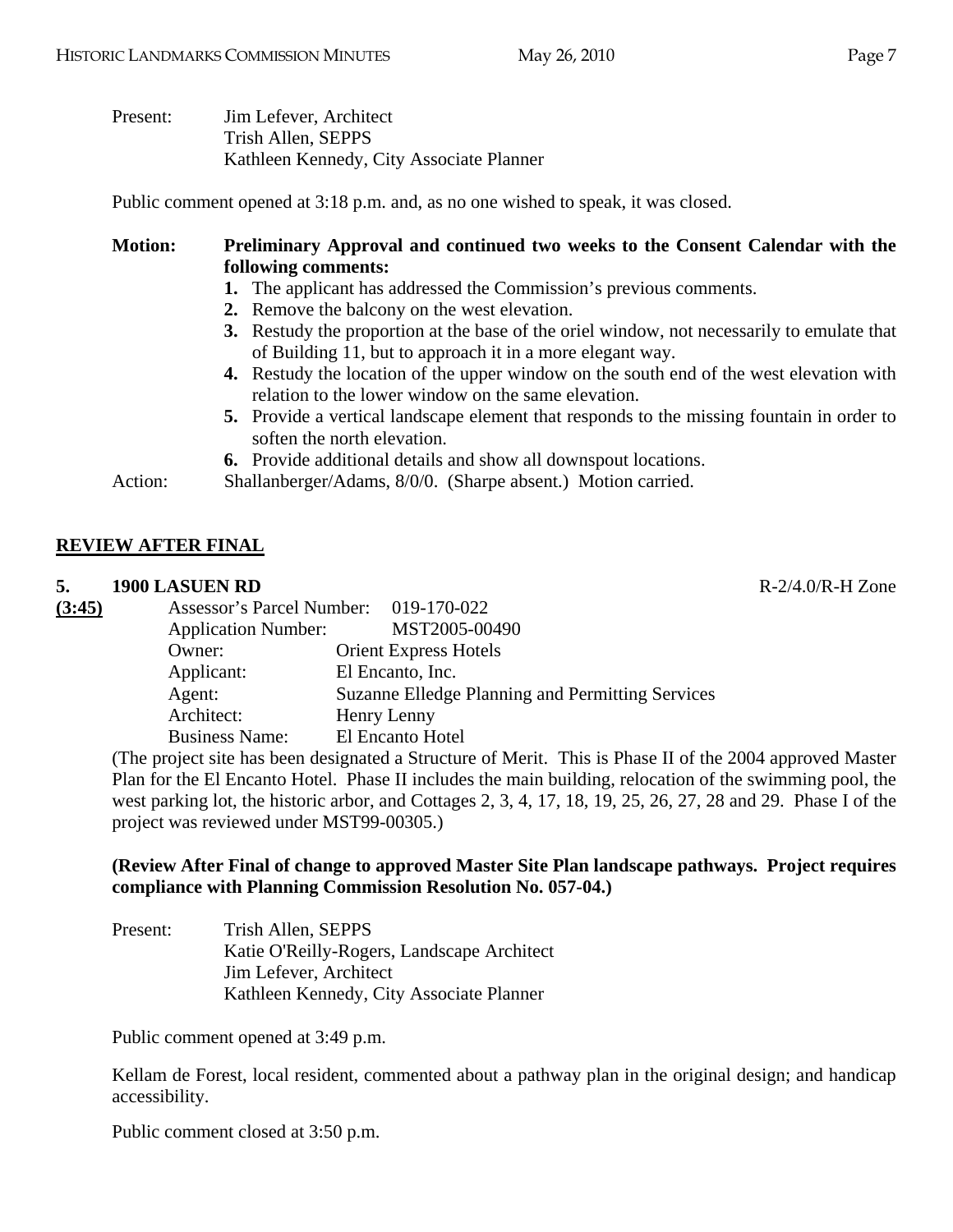Present: Jim Lefever, Architect
Trish Allen, SEPPS
Kathleen Kennedy, City Associate Planner

Public comment opened at 3:18 p.m. and, as no one wished to speak, it was closed.

**Motion: Preliminary Approval and continued two weeks to the Consent Calendar with the following comments:**

1. The applicant has addressed the Commission's previous comments.
2. Remove the balcony on the west elevation.
3. Restudy the proportion at the base of the oriel window, not necessarily to emulate that of Building 11, but to approach it in a more elegant way.
4. Restudy the location of the upper window on the south end of the west elevation with relation to the lower window on the same elevation.
5. Provide a vertical landscape element that responds to the missing fountain in order to soften the north elevation.
6. Provide additional details and show all downspout locations.

Action: Shallanberger/Adams, 8/0/0. (Sharpe absent.) Motion carried.

## REVIEW AFTER FINAL

**5. 1900 LASUEN RD** R-2/4.0/R-H Zone

**(3:45)**

Assessor's Parcel Number: 019-170-022
Application Number: MST2005-00490
Owner: Orient Express Hotels
Applicant: El Encanto, Inc.
Agent: Suzanne Elledge Planning and Permitting Services
Architect: Henry Lenny
Business Name: El Encanto Hotel

(The project site has been designated a Structure of Merit. This is Phase II of the 2004 approved Master Plan for the El Encanto Hotel. Phase II includes the main building, relocation of the swimming pool, the west parking lot, the historic arbor, and Cottages 2, 3, 4, 17, 18, 19, 25, 26, 27, 28 and 29. Phase I of the project was reviewed under MST99-00305.)

**(Review After Final of change to approved Master Site Plan landscape pathways. Project requires compliance with Planning Commission Resolution No. 057-04.)**

Present: Trish Allen, SEPPS
Katie O'Reilly-Rogers, Landscape Architect
Jim Lefever, Architect
Kathleen Kennedy, City Associate Planner

Public comment opened at 3:49 p.m.

Kellam de Forest, local resident, commented about a pathway plan in the original design; and handicap accessibility.

Public comment closed at 3:50 p.m.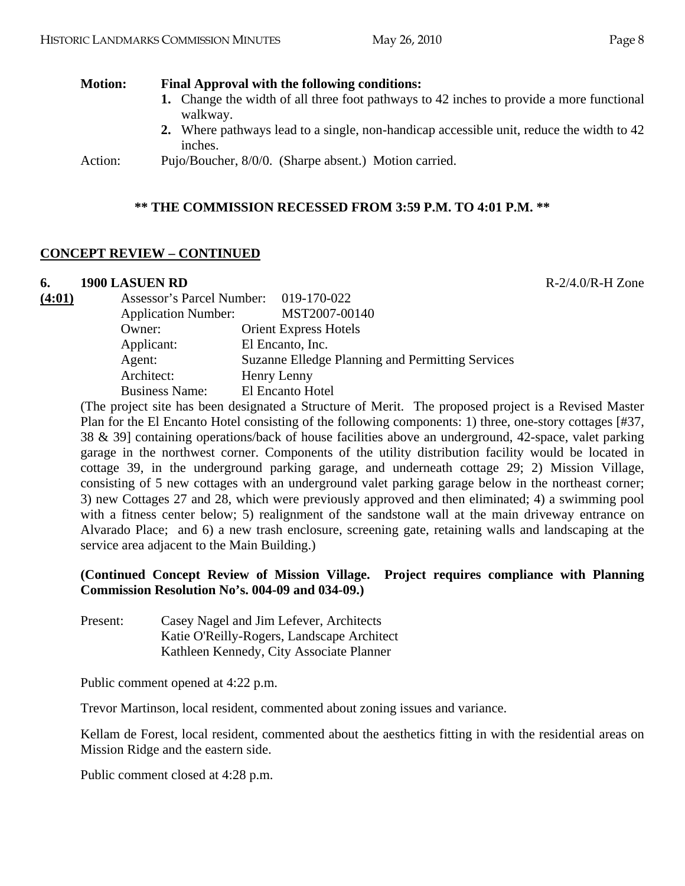**Motion: Final Approval with the following conditions:**

1. Change the width of all three foot pathways to 42 inches to provide a more functional walkway.
2. Where pathways lead to a single, non-handicap accessible unit, reduce the width to 42 inches.

Action: Pujo/Boucher, 8/0/0. (Sharpe absent.) Motion carried.

**\*\* THE COMMISSION RECESSED FROM 3:59 P.M. TO 4:01 P.M. \*\***

## CONCEPT REVIEW – CONTINUED

**6. 1900 LASUEN RD** R-2/4.0/R-H Zone

**(4:01)**

Assessor's Parcel Number: 019-170-022
Application Number: MST2007-00140
Owner: Orient Express Hotels
Applicant: El Encanto, Inc.
Agent: Suzanne Elledge Planning and Permitting Services
Architect: Henry Lenny
Business Name: El Encanto Hotel

(The project site has been designated a Structure of Merit. The proposed project is a Revised Master Plan for the El Encanto Hotel consisting of the following components: 1) three, one-story cottages [#37, 38 & 39] containing operations/back of house facilities above an underground, 42-space, valet parking garage in the northwest corner. Components of the utility distribution facility would be located in cottage 39, in the underground parking garage, and underneath cottage 29; 2) Mission Village, consisting of 5 new cottages with an underground valet parking garage below in the northeast corner; 3) new Cottages 27 and 28, which were previously approved and then eliminated; 4) a swimming pool with a fitness center below; 5) realignment of the sandstone wall at the main driveway entrance on Alvarado Place; and 6) a new trash enclosure, screening gate, retaining walls and landscaping at the service area adjacent to the Main Building.)

**(Continued Concept Review of Mission Village. Project requires compliance with Planning Commission Resolution No's. 004-09 and 034-09.)**

Present: Casey Nagel and Jim Lefever, Architects
Katie O'Reilly-Rogers, Landscape Architect
Kathleen Kennedy, City Associate Planner

Public comment opened at 4:22 p.m.

Trevor Martinson, local resident, commented about zoning issues and variance.

Kellam de Forest, local resident, commented about the aesthetics fitting in with the residential areas on Mission Ridge and the eastern side.

Public comment closed at 4:28 p.m.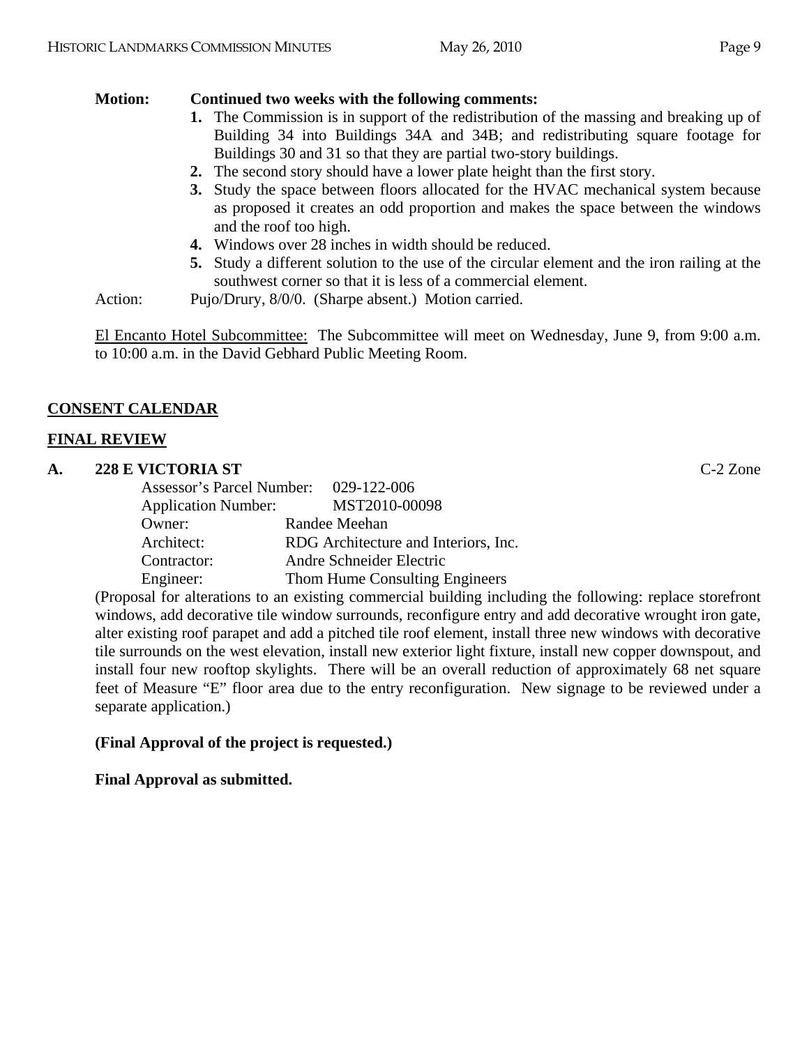**Motion: Continued two weeks with the following comments:**

1. The Commission is in support of the redistribution of the massing and breaking up of Building 34 into Buildings 34A and 34B; and redistributing square footage for Buildings 30 and 31 so that they are partial two-story buildings.
2. The second story should have a lower plate height than the first story.
3. Study the space between floors allocated for the HVAC mechanical system because as proposed it creates an odd proportion and makes the space between the windows and the roof too high.
4. Windows over 28 inches in width should be reduced.
5. Study a different solution to the use of the circular element and the iron railing at the southwest corner so that it is less of a commercial element.

Action: Pujo/Drury, 8/0/0. (Sharpe absent.) Motion carried.

El Encanto Hotel Subcommittee: The Subcommittee will meet on Wednesday, June 9, from 9:00 a.m. to 10:00 a.m. in the David Gebhard Public Meeting Room.

## CONSENT CALENDAR

## FINAL REVIEW

**A. 228 E VICTORIA ST** C-2 Zone

Assessor's Parcel Number: 029-122-006
Application Number: MST2010-00098
Owner: Randee Meehan
Architect: RDG Architecture and Interiors, Inc.
Contractor: Andre Schneider Electric
Engineer: Thom Hume Consulting Engineers

(Proposal for alterations to an existing commercial building including the following: replace storefront windows, add decorative tile window surrounds, reconfigure entry and add decorative wrought iron gate, alter existing roof parapet and add a pitched tile roof element, install three new windows with decorative tile surrounds on the west elevation, install new exterior light fixture, install new copper downspout, and install four new rooftop skylights. There will be an overall reduction of approximately 68 net square feet of Measure "E" floor area due to the entry reconfiguration. New signage to be reviewed under a separate application.)

**(Final Approval of the project is requested.)**

**Final Approval as submitted.**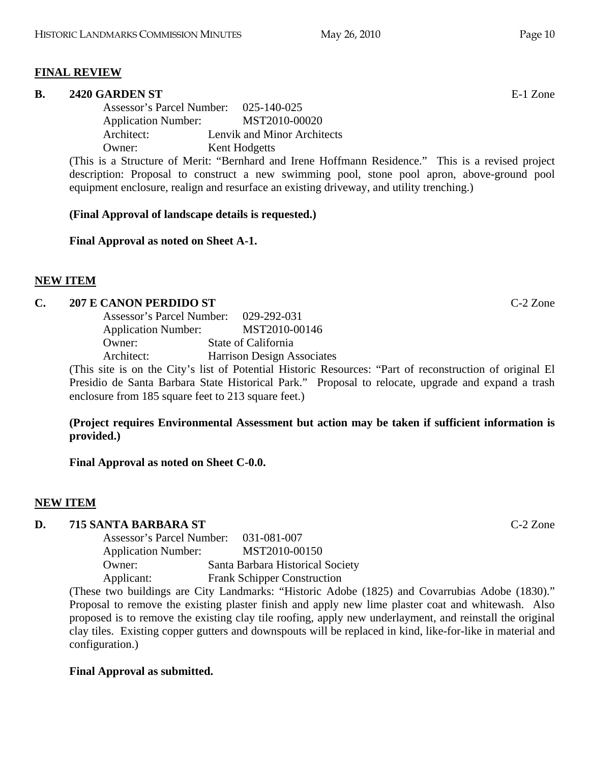**FINAL REVIEW**

**B. 2420 GARDEN ST** E-1 Zone

Assessor's Parcel Number: 025-140-025
Application Number: MST2010-00020
Architect: Lenvik and Minor Architects
Owner: Kent Hodgetts

(This is a Structure of Merit: "Bernhard and Irene Hoffmann Residence." This is a revised project description: Proposal to construct a new swimming pool, stone pool apron, above-ground pool equipment enclosure, realign and resurface an existing driveway, and utility trenching.)

**(Final Approval of landscape details is requested.)**

**Final Approval as noted on Sheet A-1.**

**NEW ITEM**

**C. 207 E CANON PERDIDO ST** C-2 Zone

Assessor's Parcel Number: 029-292-031
Application Number: MST2010-00146
Owner: State of California
Architect: Harrison Design Associates

(This site is on the City's list of Potential Historic Resources: "Part of reconstruction of original El Presidio de Santa Barbara State Historical Park." Proposal to relocate, upgrade and expand a trash enclosure from 185 square feet to 213 square feet.)

**(Project requires Environmental Assessment but action may be taken if sufficient information is provided.)**

**Final Approval as noted on Sheet C-0.0.**

**NEW ITEM**

**D. 715 SANTA BARBARA ST** C-2 Zone

Assessor's Parcel Number: 031-081-007
Application Number: MST2010-00150
Owner: Santa Barbara Historical Society
Applicant: Frank Schipper Construction

(These two buildings are City Landmarks: "Historic Adobe (1825) and Covarrubias Adobe (1830)." Proposal to remove the existing plaster finish and apply new lime plaster coat and whitewash. Also proposed is to remove the existing clay tile roofing, apply new underlayment, and reinstall the original clay tiles. Existing copper gutters and downspouts will be replaced in kind, like-for-like in material and configuration.)

**Final Approval as submitted.**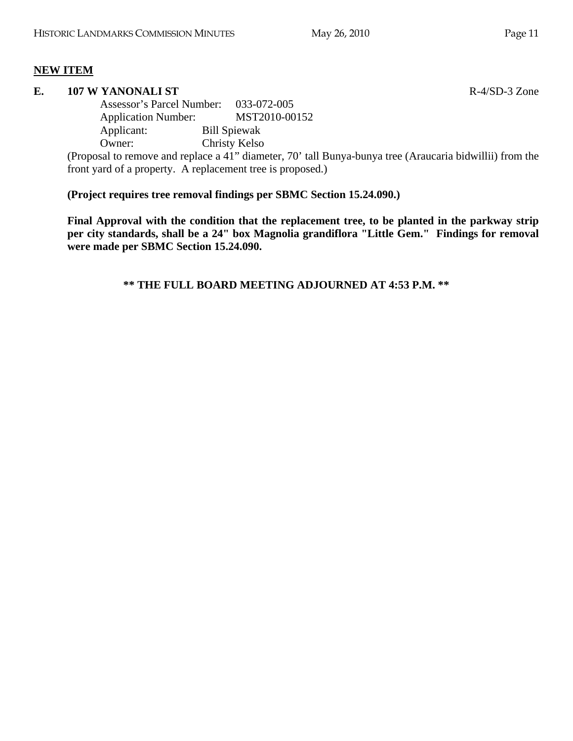**NEW ITEM**

**E. 107 W YANONALI ST** R-4/SD-3 Zone

Assessor's Parcel Number: 033-072-005
Application Number: MST2010-00152
Applicant: Bill Spiewak
Owner: Christy Kelso

(Proposal to remove and replace a 41" diameter, 70' tall Bunya-bunya tree (Araucaria bidwillii) from the front yard of a property. A replacement tree is proposed.)

**(Project requires tree removal findings per SBMC Section 15.24.090.)**

**Final Approval with the condition that the replacement tree, to be planted in the parkway strip per city standards, shall be a 24" box Magnolia grandiflora "Little Gem." Findings for removal were made per SBMC Section 15.24.090.**

**\*\* THE FULL BOARD MEETING ADJOURNED AT 4:53 P.M. \*\***